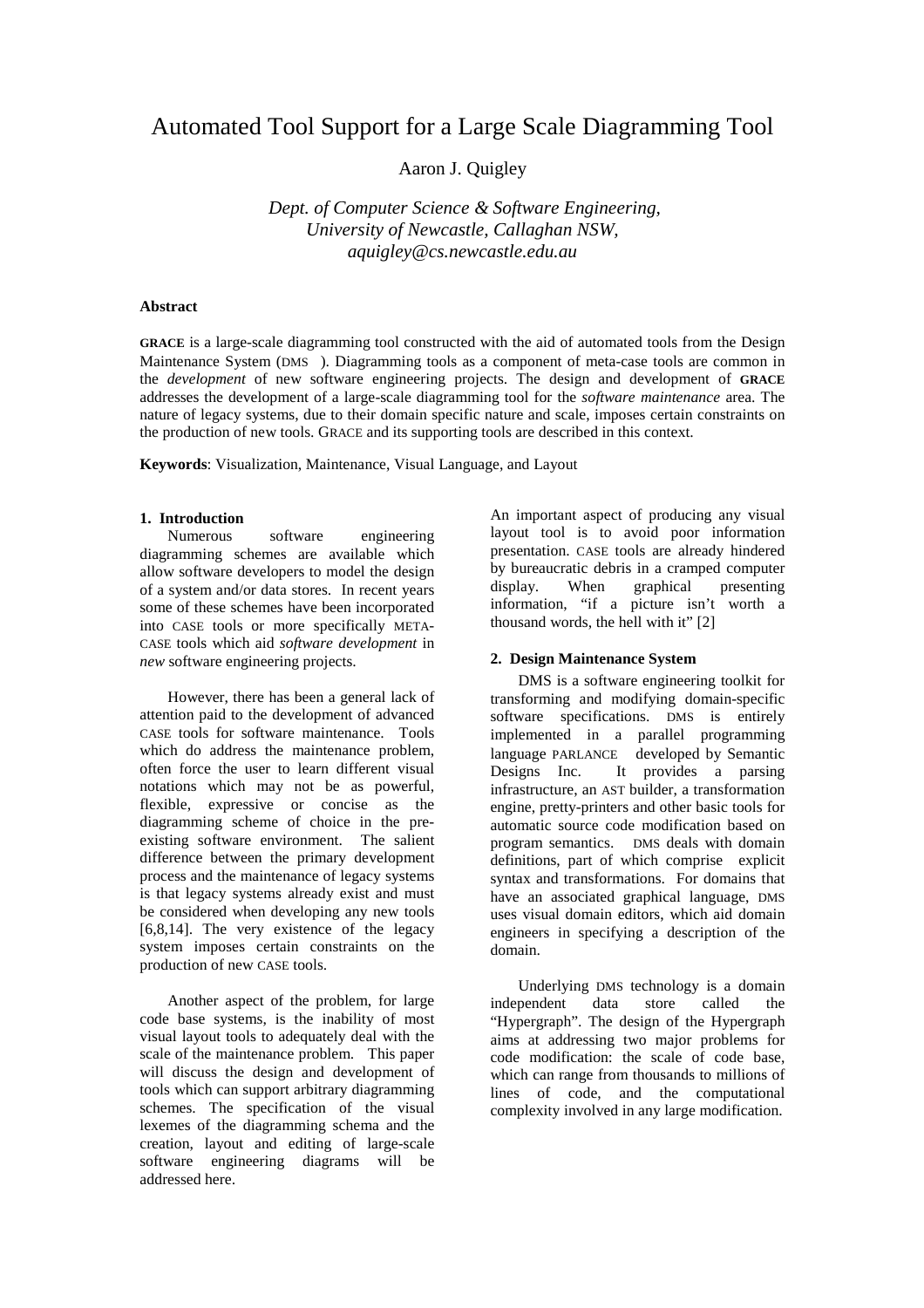# Automated Tool Support for a Large Scale Diagramming Tool

Aaron J. Quigley

*Dept. of Computer Science & Software Engineering,*
*University of Newcastle, Callaghan NSW,*
*aquigley@cs.newcastle.edu.au*

**Abstract**

**GRACE** is a large-scale diagramming tool constructed with the aid of automated tools from the Design Maintenance System (DMS ). Diagramming tools as a component of meta-case tools are common in the *development* of new software engineering projects. The design and development of **GRACE** addresses the development of a large-scale diagramming tool for the *software maintenance* area. The nature of legacy systems, due to their domain specific nature and scale, imposes certain constraints on the production of new tools. GRACE and its supporting tools are described in this context.

**Keywords**: Visualization, Maintenance, Visual Language, and Layout

## 1. Introduction

Numerous software engineering diagramming schemes are available which allow software developers to model the design of a system and/or data stores. In recent years some of these schemes have been incorporated into CASE tools or more specifically META-CASE tools which aid *software development* in *new* software engineering projects.

However, there has been a general lack of attention paid to the development of advanced CASE tools for software maintenance. Tools which do address the maintenance problem, often force the user to learn different visual notations which may not be as powerful, flexible, expressive or concise as the diagramming scheme of choice in the pre-existing software environment. The salient difference between the primary development process and the maintenance of legacy systems is that legacy systems already exist and must be considered when developing any new tools [6,8,14]. The very existence of the legacy system imposes certain constraints on the production of new CASE tools.

Another aspect of the problem, for large code base systems, is the inability of most visual layout tools to adequately deal with the scale of the maintenance problem. This paper will discuss the design and development of tools which can support arbitrary diagramming schemes. The specification of the visual lexemes of the diagramming schema and the creation, layout and editing of large-scale software engineering diagrams will be addressed here.

An important aspect of producing any visual layout tool is to avoid poor information presentation. CASE tools are already hindered by bureaucratic debris in a cramped computer display. When graphical presenting information, "if a picture isn't worth a thousand words, the hell with it" [2]

## 2. Design Maintenance System

DMS is a software engineering toolkit for transforming and modifying domain-specific software specifications. DMS is entirely implemented in a parallel programming language PARLANCE developed by Semantic Designs Inc. It provides a parsing infrastructure, an AST builder, a transformation engine, pretty-printers and other basic tools for automatic source code modification based on program semantics. DMS deals with domain definitions, part of which comprise explicit syntax and transformations. For domains that have an associated graphical language, DMS uses visual domain editors, which aid domain engineers in specifying a description of the domain.

Underlying DMS technology is a domain independent data store called the "Hypergraph". The design of the Hypergraph aims at addressing two major problems for code modification: the scale of code base, which can range from thousands to millions of lines of code, and the computational complexity involved in any large modification.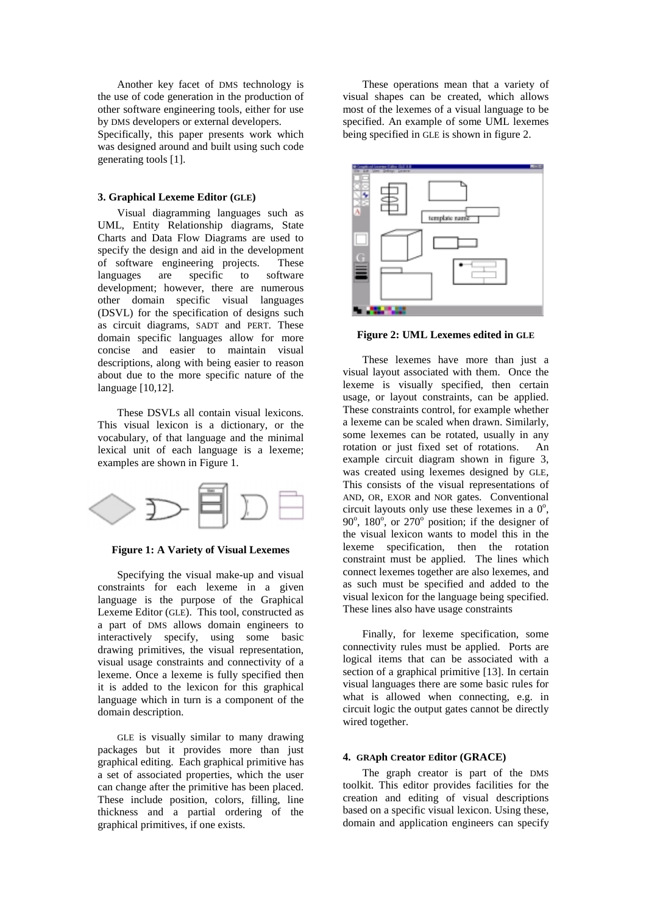Another key facet of DMS technology is the use of code generation in the production of other software engineering tools, either for use by DMS developers or external developers. Specifically, this paper presents work which was designed around and built using such code generating tools [1].

### 3. Graphical Lexeme Editor (GLE)

Visual diagramming languages such as UML, Entity Relationship diagrams, State Charts and Data Flow Diagrams are used to specify the design and aid in the development of software engineering projects. These languages are specific to software development; however, there are numerous other domain specific visual languages (DSVL) for the specification of designs such as circuit diagrams, SADT and PERT. These domain specific languages allow for more concise and easier to maintain visual descriptions, along with being easier to reason about due to the more specific nature of the language [10,12].

These DSVLs all contain visual lexicons. This visual lexicon is a dictionary, or the vocabulary, of that language and the minimal lexical unit of each language is a lexeme; examples are shown in Figure 1.

**Figure 1: A Variety of Visual Lexemes**

Specifying the visual make-up and visual constraints for each lexeme in a given language is the purpose of the Graphical Lexeme Editor (GLE). This tool, constructed as a part of DMS allows domain engineers to interactively specify, using some basic drawing primitives, the visual representation, visual usage constraints and connectivity of a lexeme. Once a lexeme is fully specified then it is added to the lexicon for this graphical language which in turn is a component of the domain description.

GLE is visually similar to many drawing packages but it provides more than just graphical editing. Each graphical primitive has a set of associated properties, which the user can change after the primitive has been placed. These include position, colors, filling, line thickness and a partial ordering of the graphical primitives, if one exists.

These operations mean that a variety of visual shapes can be created, which allows most of the lexemes of a visual language to be specified. An example of some UML lexemes being specified in GLE is shown in figure 2.

**Figure 2: UML Lexemes edited in GLE**

These lexemes have more than just a visual layout associated with them. Once the lexeme is visually specified, then certain usage, or layout constraints, can be applied. These constraints control, for example whether a lexeme can be scaled when drawn. Similarly, some lexemes can be rotated, usually in any rotation or just fixed set of rotations. An example circuit diagram shown in figure 3, was created using lexemes designed by GLE, This consists of the visual representations of AND, OR, EXOR and NOR gates. Conventional circuit layouts only use these lexemes in a $0^o$, $90^o$, $180^o$, or $270^o$ position; if the designer of the visual lexicon wants to model this in the lexeme specification, then the rotation constraint must be applied. The lines which connect lexemes together are also lexemes, and as such must be specified and added to the visual lexicon for the language being specified. These lines also have usage constraints

Finally, for lexeme specification, some connectivity rules must be applied. Ports are logical items that can be associated with a section of a graphical primitive [13]. In certain visual languages there are some basic rules for what is allowed when connecting, e.g. in circuit logic the output gates cannot be directly wired together.

### 4. GRAph Creator Editor (GRACE)

The graph creator is part of the DMS toolkit. This editor provides facilities for the creation and editing of visual descriptions based on a specific visual lexicon. Using these, domain and application engineers can specify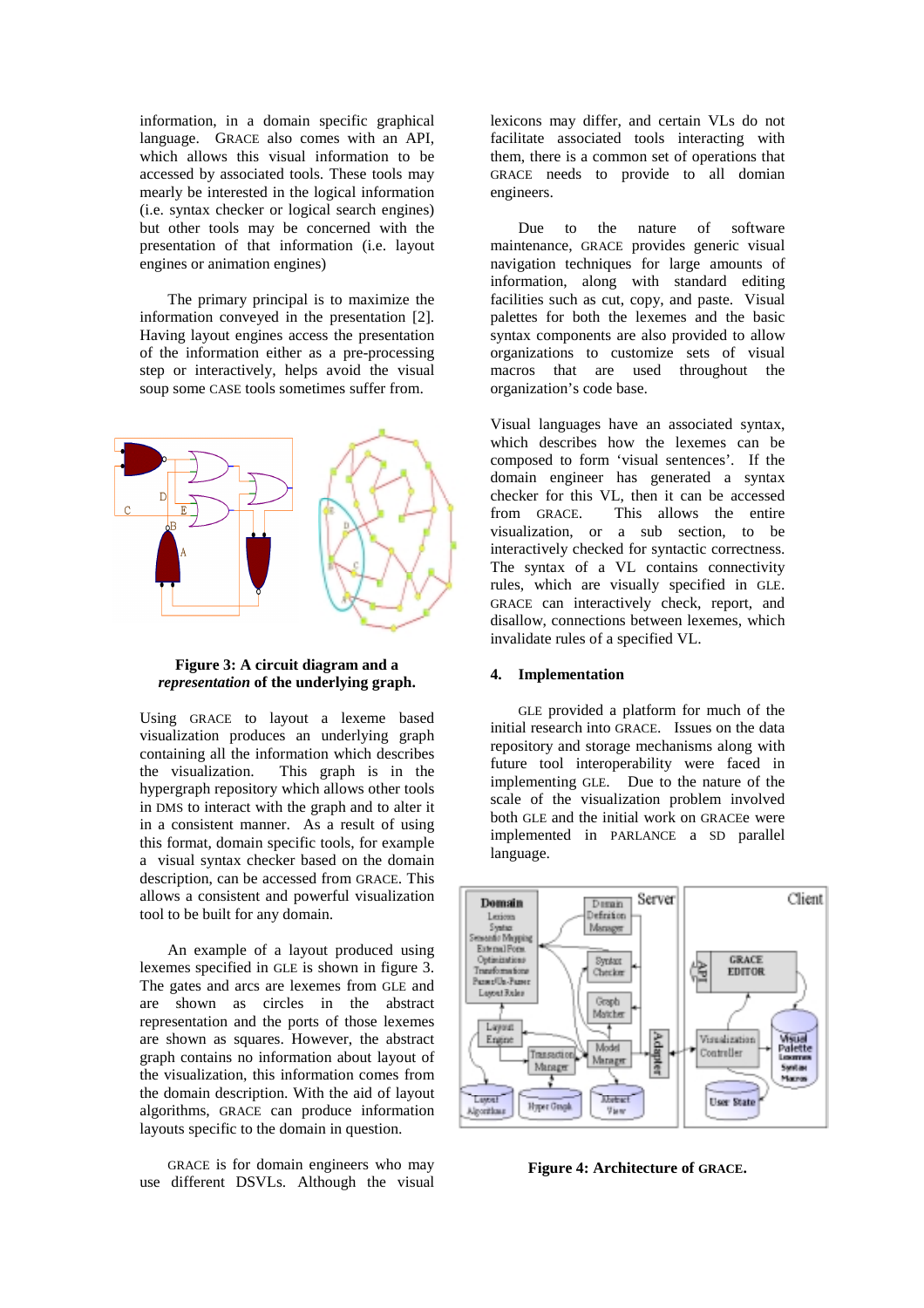information, in a domain specific graphical language. GRACE also comes with an API, which allows this visual information to be accessed by associated tools. These tools may mearly be interested in the logical information (i.e. syntax checker or logical search engines) but other tools may be concerned with the presentation of that information (i.e. layout engines or animation engines)

The primary principal is to maximize the information conveyed in the presentation [2]. Having layout engines access the presentation of the information either as a pre-processing step or interactively, helps avoid the visual soup some CASE tools sometimes suffer from.

**Figure 3: A circuit diagram and a *representation* of the underlying graph.**

Using GRACE to layout a lexeme based visualization produces an underlying graph containing all the information which describes the visualization. This graph is in the hypergraph repository which allows other tools in DMS to interact with the graph and to alter it in a consistent manner. As a result of using this format, domain specific tools, for example a visual syntax checker based on the domain description, can be accessed from GRACE. This allows a consistent and powerful visualization tool to be built for any domain.

An example of a layout produced using lexemes specified in GLE is shown in figure 3. The gates and arcs are lexemes from GLE and are shown as circles in the abstract representation and the ports of those lexemes are shown as squares. However, the abstract graph contains no information about layout of the visualization, this information comes from the domain description. With the aid of layout algorithms, GRACE can produce information layouts specific to the domain in question.

GRACE is for domain engineers who may use different DSVLs. Although the visual lexicons may differ, and certain VLs do not facilitate associated tools interacting with them, there is a common set of operations that GRACE needs to provide to all domain engineers.

Due to the nature of software maintenance, GRACE provides generic visual navigation techniques for large amounts of information, along with standard editing facilities such as cut, copy, and paste. Visual palettes for both the lexemes and the basic syntax components are also provided to allow organizations to customize sets of visual macros that are used throughout the organization's code base.

Visual languages have an associated syntax, which describes how the lexemes can be composed to form 'visual sentences'. If the domain engineer has generated a syntax checker for this VL, then it can be accessed from GRACE. This allows the entire visualization, or a sub section, to be interactively checked for syntactic correctness. The syntax of a VL contains connectivity rules, which are visually specified in GLE. GRACE can interactively check, report, and disallow, connections between lexemes, which invalidate rules of a specified VL.

## 4. Implementation

GLE provided a platform for much of the initial research into GRACE. Issues on the data repository and storage mechanisms along with future tool interoperability were faced in implementing GLE. Due to the nature of the scale of the visualization problem involved both GLE and the initial work on GRACEe were implemented in PARLANCE a SD parallel language.

**Figure 4: Architecture of GRACE.**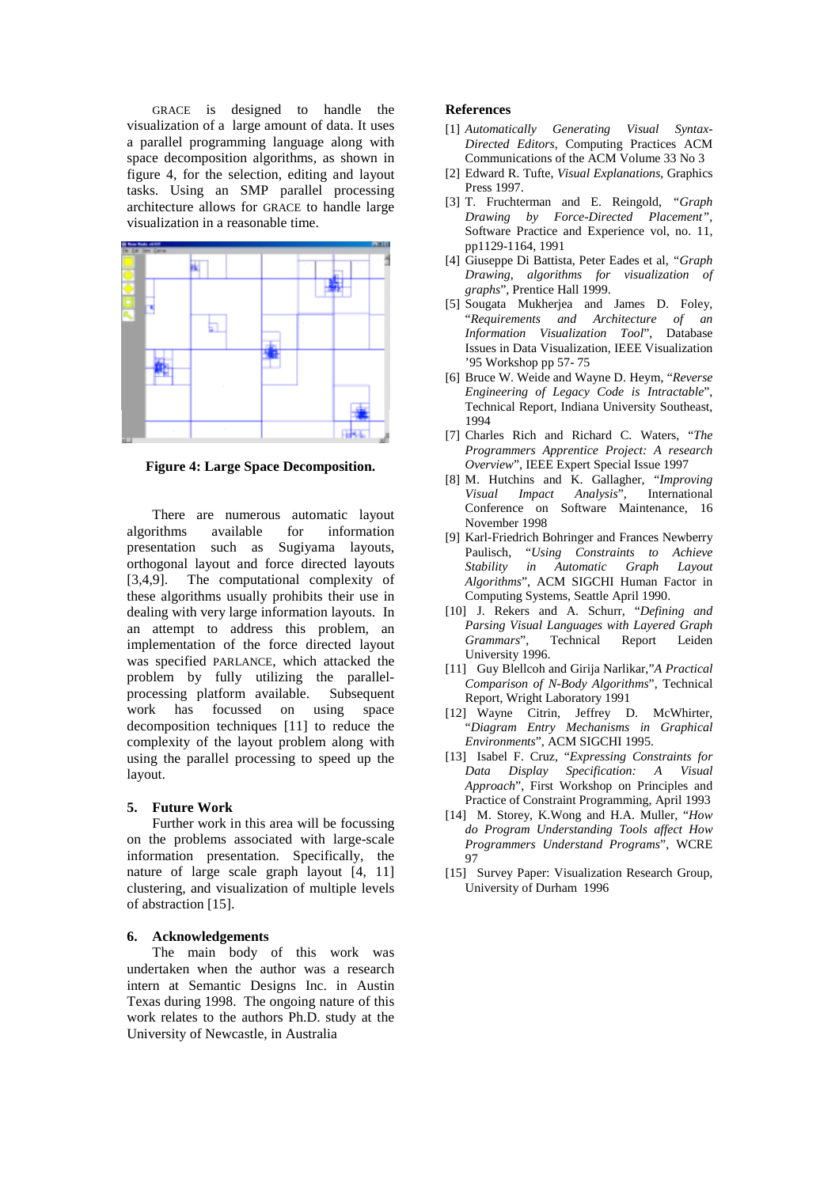GRACE is designed to handle the visualization of a large amount of data. It uses a parallel programming language along with space decomposition algorithms, as shown in figure 4, for the selection, editing and layout tasks. Using an SMP parallel processing architecture allows for GRACE to handle large visualization in a reasonable time.

**Figure 4: Large Space Decomposition.**

There are numerous automatic layout algorithms available for information presentation such as Sugiyama layouts, orthogonal layout and force directed layouts [3,4,9]. The computational complexity of these algorithms usually prohibits their use in dealing with very large information layouts. In an attempt to address this problem, an implementation of the force directed layout was specified PARLANCE, which attacked the problem by fully utilizing the parallel-processing platform available. Subsequent work has focussed on using space decomposition techniques [11] to reduce the complexity of the layout problem along with using the parallel processing to speed up the layout.

## 5. Future Work

Further work in this area will be focussing on the problems associated with large-scale information presentation. Specifically, the nature of large scale graph layout [4, 11] clustering, and visualization of multiple levels of abstraction [15].

## 6. Acknowledgements

The main body of this work was undertaken when the author was a research intern at Semantic Designs Inc. in Austin Texas during 1998. The ongoing nature of this work relates to the authors Ph.D. study at the University of Newcastle, in Australia

## References

[1] *Automatically Generating Visual Syntax-Directed Editors*, Computing Practices ACM Communications of the ACM Volume 33 No 3

[2] Edward R. Tufte, *Visual Explanations*, Graphics Press 1997.

[3] T. Fruchterman and E. Reingold, "*Graph Drawing by Force-Directed Placement"*, Software Practice and Experience vol, no. 11, pp1129-1164, 1991

[4] Giuseppe Di Battista, Peter Eades et al, "*Graph Drawing, algorithms for visualization of graphs*", Prentice Hall 1999.

[5] Sougata Mukherjea and James D. Foley, "*Requirements and Architecture of an Information Visualization Tool*", Database Issues in Data Visualization, IEEE Visualization '95 Workshop pp 57- 75

[6] Bruce W. Weide and Wayne D. Heym, "*Reverse Engineering of Legacy Code is Intractable*", Technical Report, Indiana University Southeast, 1994

[7] Charles Rich and Richard C. Waters, "*The Programmers Apprentice Project: A research Overview*", IEEE Expert Special Issue 1997

[8] M. Hutchins and K. Gallagher, "*Improving Visual Impact Analysis*", International Conference on Software Maintenance, 16 November 1998

[9] Karl-Friedrich Bohringer and Frances Newberry Paulisch, "*Using Constraints to Achieve Stability in Automatic Graph Layout Algorithms*", ACM SIGCHI Human Factor in Computing Systems, Seattle April 1990.

[10] J. Rekers and A. Schurr, "*Defining and Parsing Visual Languages with Layered Graph Grammars*", Technical Report Leiden University 1996.

[11] Guy Blellcoh and Girija Narlikar,"*A Practical Comparison of N-Body Algorithms*", Technical Report, Wright Laboratory 1991

[12] Wayne Citrin, Jeffrey D. McWhirter, "*Diagram Entry Mechanisms in Graphical Environments*", ACM SIGCHI 1995.

[13] Isabel F. Cruz, "*Expressing Constraints for Data Display Specification: A Visual Approach*", First Workshop on Principles and Practice of Constraint Programming, April 1993

[14] M. Storey, K.Wong and H.A. Muller, "*How do Program Understanding Tools affect How Programmers Understand Programs*", WCRE 97

[15] Survey Paper: Visualization Research Group, University of Durham 1996